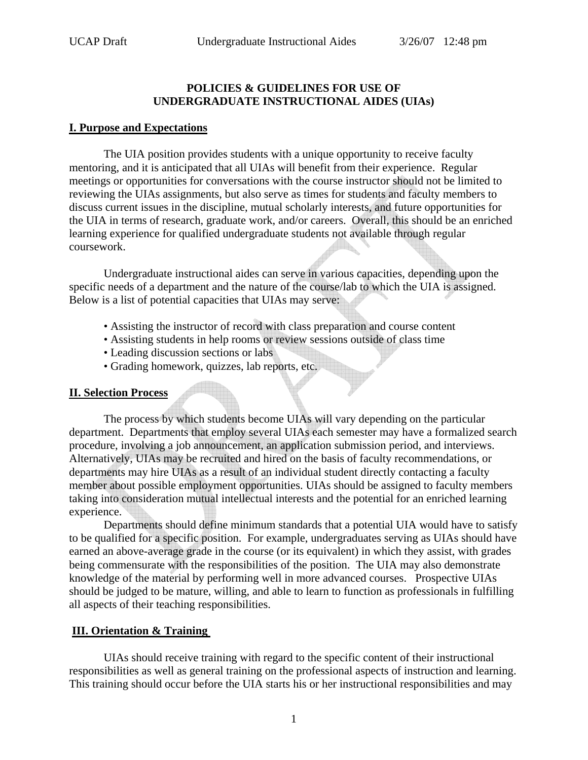# POLICIES & GUIDELINES FOR USE OF UNDERGRADUATE INSTRUCTIONAL AIDES (UIAs)

## I. Purpose and Expectations

The UIA position provides students with a unique opportunity to receive faculty mentoring, and it is anticipated that all UIAs will benefit from their experience. Regular meetings or opportunities for conversations with the course instructor should not be limited to reviewing the UIAs assignments, but also serve as times for students and faculty members to discuss current issues in the discipline, mutual scholarly interests, and future opportunities for the UIA in terms of research, graduate work, and/or careers. Overall, this should be an enriched learning experience for qualified undergraduate students not available through regular coursework.

Undergraduate instructional aides can serve in various capacities, depending upon the specific needs of a department and the nature of the course/lab to which the UIA is assigned. Below is a list of potential capacities that UIAs may serve:

- Assisting the instructor of record with class preparation and course content
- Assisting students in help rooms or review sessions outside of class time
- Leading discussion sections or labs
- Grading homework, quizzes, lab reports, etc.

## II. Selection Process

The process by which students become UIAs will vary depending on the particular department. Departments that employ several UIAs each semester may have a formalized search procedure, involving a job announcement, an application submission period, and interviews. Alternatively, UIAs may be recruited and hired on the basis of faculty recommendations, or departments may hire UIAs as a result of an individual student directly contacting a faculty member about possible employment opportunities. UIAs should be assigned to faculty members taking into consideration mutual intellectual interests and the potential for an enriched learning experience.

Departments should define minimum standards that a potential UIA would have to satisfy to be qualified for a specific position. For example, undergraduates serving as UIAs should have earned an above-average grade in the course (or its equivalent) in which they assist, with grades being commensurate with the responsibilities of the position. The UIA may also demonstrate knowledge of the material by performing well in more advanced courses. Prospective UIAs should be judged to be mature, willing, and able to learn to function as professionals in fulfilling all aspects of their teaching responsibilities.

## III. Orientation & Training

UIAs should receive training with regard to the specific content of their instructional responsibilities as well as general training on the professional aspects of instruction and learning. This training should occur before the UIA starts his or her instructional responsibilities and may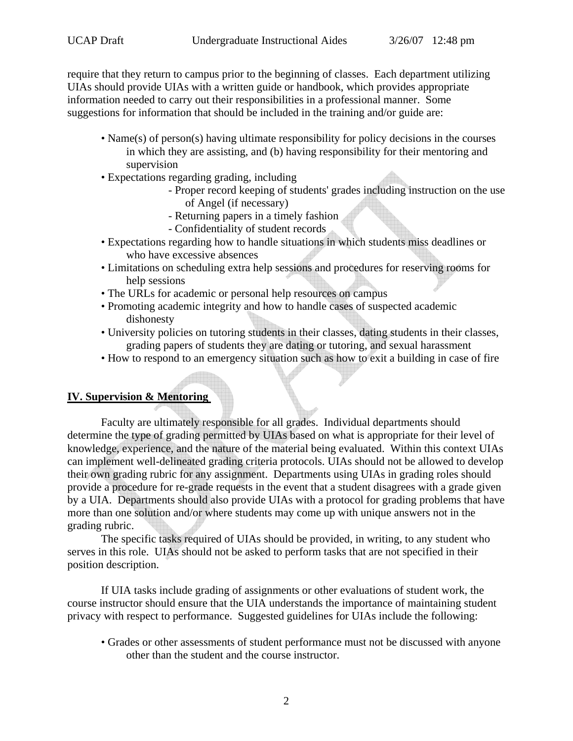require that they return to campus prior to the beginning of classes. Each department utilizing UIAs should provide UIAs with a written guide or handbook, which provides appropriate information needed to carry out their responsibilities in a professional manner. Some suggestions for information that should be included in the training and/or guide are:

- Name(s) of person(s) having ultimate responsibility for policy decisions in the courses in which they are assisting, and (b) having responsibility for their mentoring and supervision
- Expectations regarding grading, including
    - Proper record keeping of students' grades including instruction on the use of Angel (if necessary)
    - Returning papers in a timely fashion
    - Confidentiality of student records
- Expectations regarding how to handle situations in which students miss deadlines or who have excessive absences
- Limitations on scheduling extra help sessions and procedures for reserving rooms for help sessions
- The URLs for academic or personal help resources on campus
- Promoting academic integrity and how to handle cases of suspected academic dishonesty
- University policies on tutoring students in their classes, dating students in their classes, grading papers of students they are dating or tutoring, and sexual harassment
- How to respond to an emergency situation such as how to exit a building in case of fire

## IV. Supervision & Mentoring

Faculty are ultimately responsible for all grades. Individual departments should determine the type of grading permitted by UIAs based on what is appropriate for their level of knowledge, experience, and the nature of the material being evaluated. Within this context UIAs can implement well-delineated grading criteria protocols. UIAs should not be allowed to develop their own grading rubric for any assignment. Departments using UIAs in grading roles should provide a procedure for re-grade requests in the event that a student disagrees with a grade given by a UIA. Departments should also provide UIAs with a protocol for grading problems that have more than one solution and/or where students may come up with unique answers not in the grading rubric.

The specific tasks required of UIAs should be provided, in writing, to any student who serves in this role. UIAs should not be asked to perform tasks that are not specified in their position description.

If UIA tasks include grading of assignments or other evaluations of student work, the course instructor should ensure that the UIA understands the importance of maintaining student privacy with respect to performance. Suggested guidelines for UIAs include the following:

- Grades or other assessments of student performance must not be discussed with anyone other than the student and the course instructor.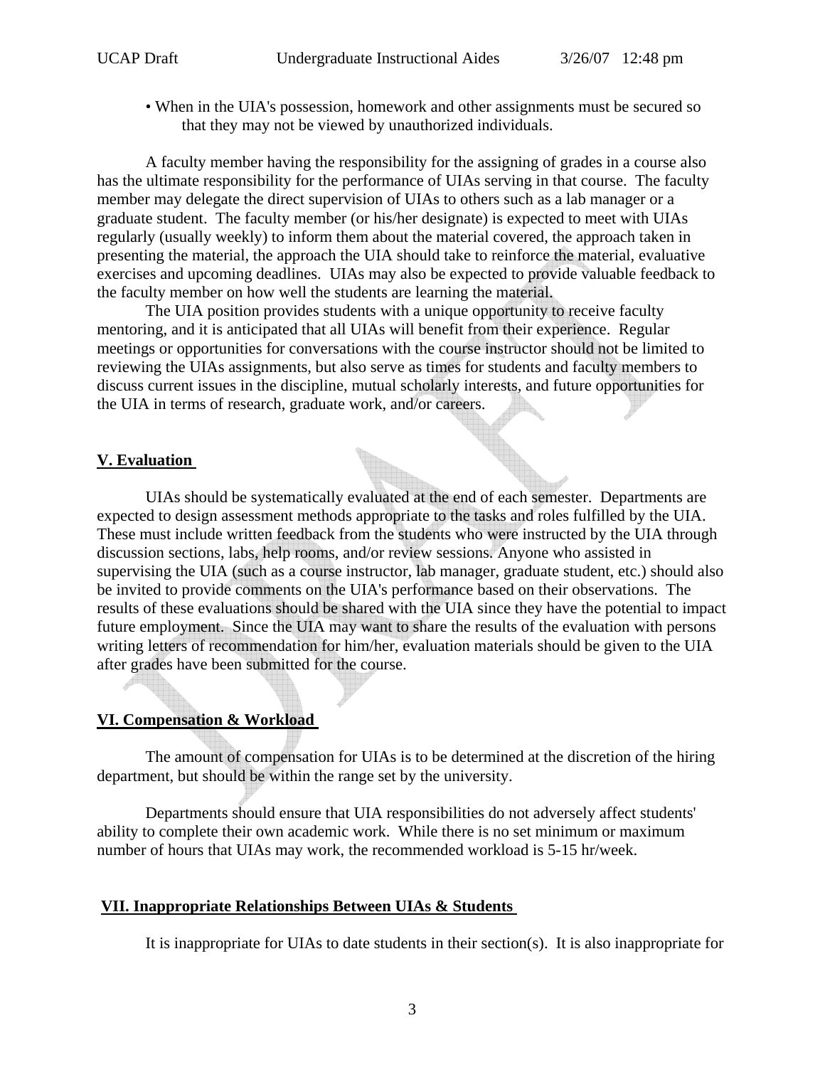- When in the UIA's possession, homework and other assignments must be secured so that they may not be viewed by unauthorized individuals.

A faculty member having the responsibility for the assigning of grades in a course also has the ultimate responsibility for the performance of UIAs serving in that course. The faculty member may delegate the direct supervision of UIAs to others such as a lab manager or a graduate student. The faculty member (or his/her designate) is expected to meet with UIAs regularly (usually weekly) to inform them about the material covered, the approach taken in presenting the material, the approach the UIA should take to reinforce the material, evaluative exercises and upcoming deadlines. UIAs may also be expected to provide valuable feedback to the faculty member on how well the students are learning the material.

The UIA position provides students with a unique opportunity to receive faculty mentoring, and it is anticipated that all UIAs will benefit from their experience. Regular meetings or opportunities for conversations with the course instructor should not be limited to reviewing the UIAs assignments, but also serve as times for students and faculty members to discuss current issues in the discipline, mutual scholarly interests, and future opportunities for the UIA in terms of research, graduate work, and/or careers.

## V. Evaluation

UIAs should be systematically evaluated at the end of each semester. Departments are expected to design assessment methods appropriate to the tasks and roles fulfilled by the UIA. These must include written feedback from the students who were instructed by the UIA through discussion sections, labs, help rooms, and/or review sessions. Anyone who assisted in supervising the UIA (such as a course instructor, lab manager, graduate student, etc.) should also be invited to provide comments on the UIA's performance based on their observations. The results of these evaluations should be shared with the UIA since they have the potential to impact future employment. Since the UIA may want to share the results of the evaluation with persons writing letters of recommendation for him/her, evaluation materials should be given to the UIA after grades have been submitted for the course.

## VI. Compensation & Workload

The amount of compensation for UIAs is to be determined at the discretion of the hiring department, but should be within the range set by the university.

Departments should ensure that UIA responsibilities do not adversely affect students' ability to complete their own academic work. While there is no set minimum or maximum number of hours that UIAs may work, the recommended workload is 5-15 hr/week.

## VII. Inappropriate Relationships Between UIAs & Students

It is inappropriate for UIAs to date students in their section(s). It is also inappropriate for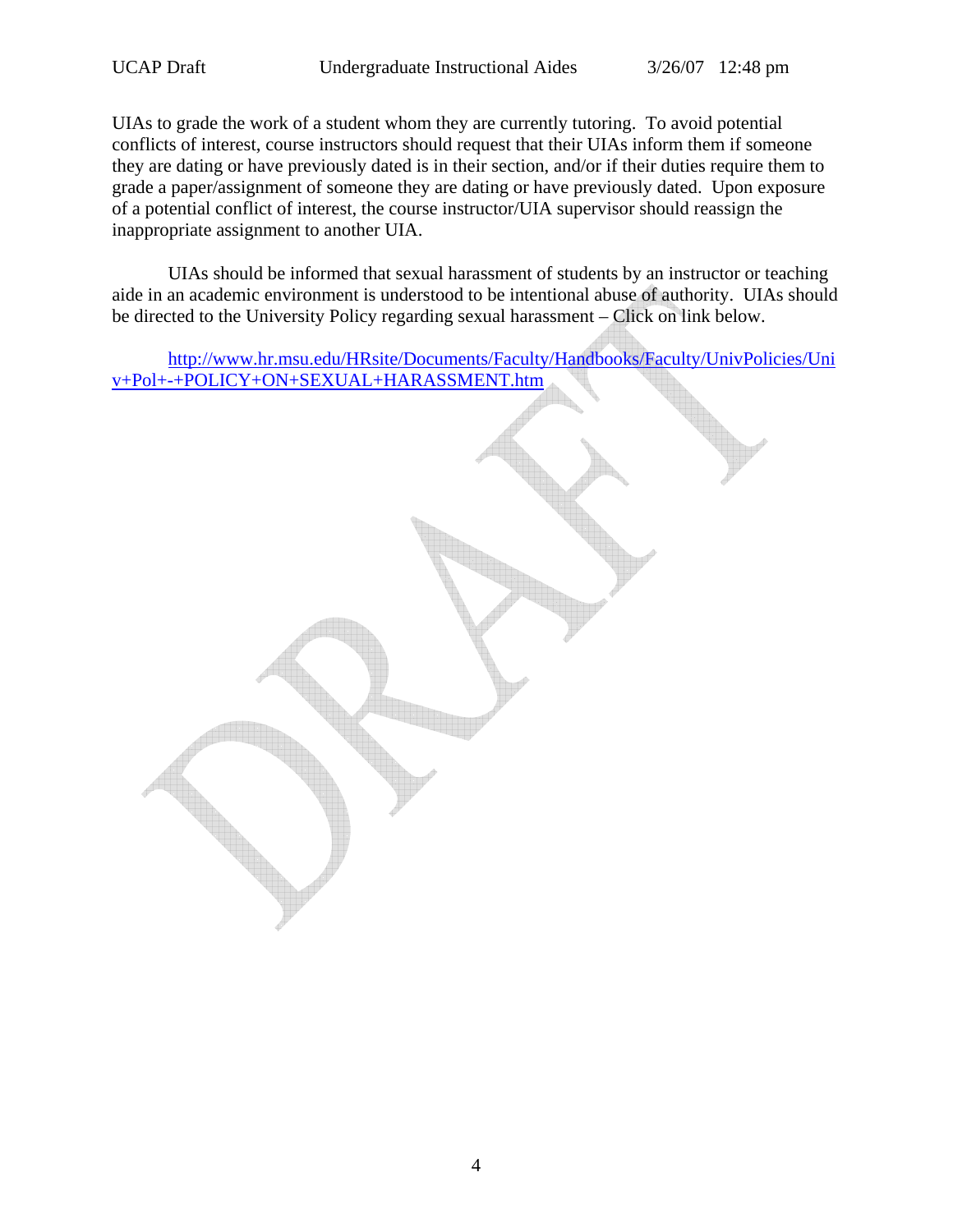UIAs to grade the work of a student whom they are currently tutoring. To avoid potential conflicts of interest, course instructors should request that their UIAs inform them if someone they are dating or have previously dated is in their section, and/or if their duties require them to grade a paper/assignment of someone they are dating or have previously dated. Upon exposure of a potential conflict of interest, the course instructor/UIA supervisor should reassign the inappropriate assignment to another UIA.

UIAs should be informed that sexual harassment of students by an instructor or teaching aide in an academic environment is understood to be intentional abuse of authority. UIAs should be directed to the University Policy regarding sexual harassment – Click on link below.

http://www.hr.msu.edu/HRsite/Documents/Faculty/Handbooks/Faculty/UnivPolicies/Univ+Pol+-+POLICY+ON+SEXUAL+HARASSMENT.htm